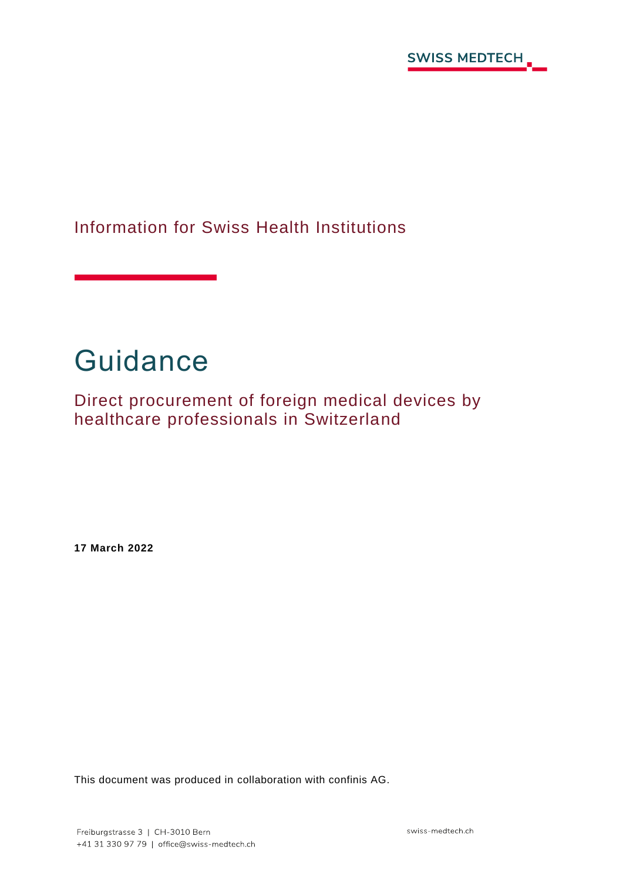Information for Swiss Health Institutions

# Guidance

## Direct procurement of foreign medical devices by healthcare professionals in Switzerland

**17 March 2022**

This document was produced in collaboration with confinis AG.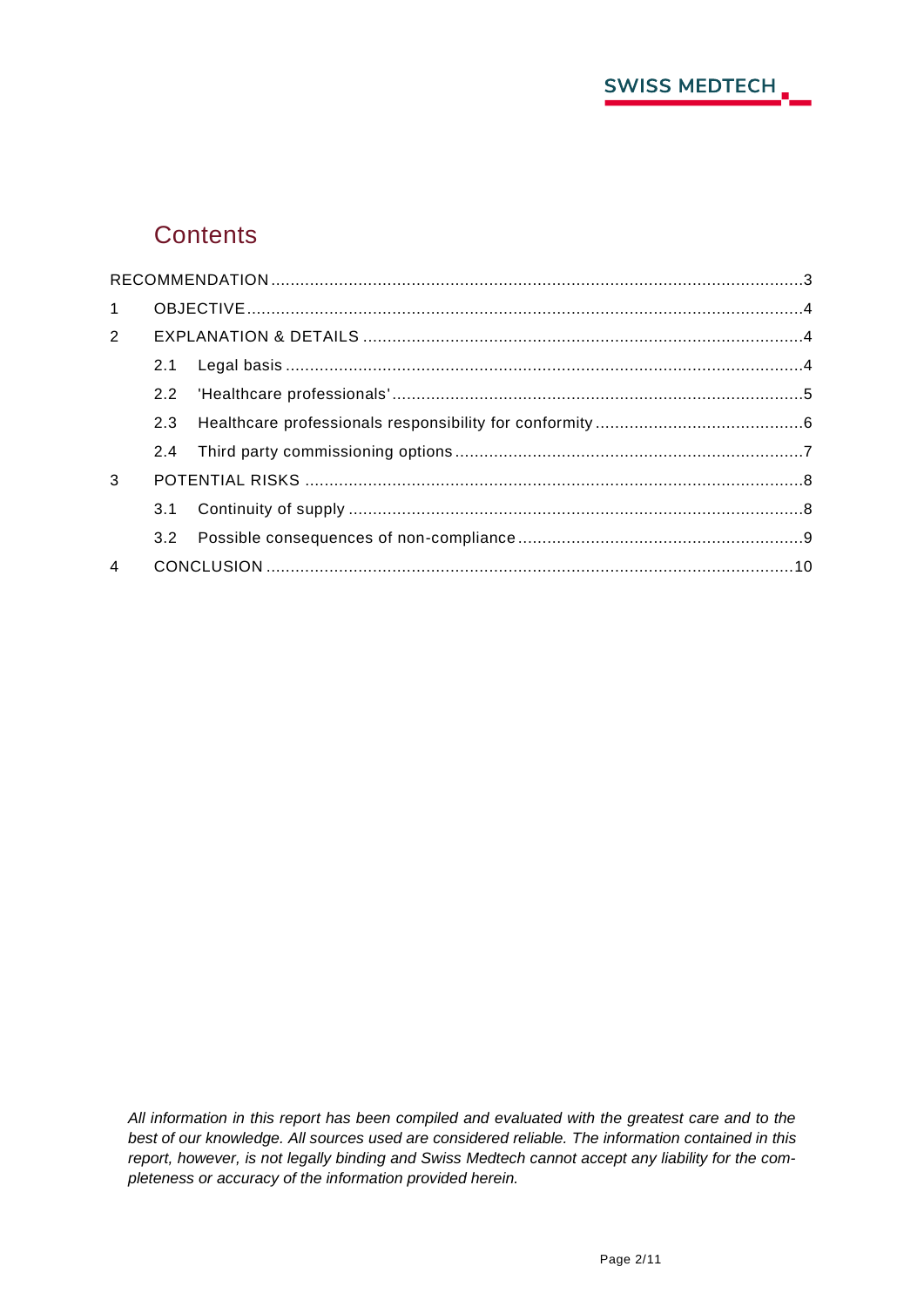# Contents

RECOMMENDATION .....3

1 OBJECTIVE .....4

2 EXPLANATION & DETAILS .....4

- 2.1 Legal basis .....4
- 2.2 'Healthcare professionals' .....5
- 2.3 Healthcare professionals responsibility for conformity .....6
- 2.4 Third party commissioning options .....7

3 POTENTIAL RISKS .....8

- 3.1 Continuity of supply .....8
- 3.2 Possible consequences of non-compliance .....9

4 CONCLUSION .....10

*All information in this report has been compiled and evaluated with the greatest care and to the best of our knowledge. All sources used are considered reliable. The information contained in this report, however, is not legally binding and Swiss Medtech cannot accept any liability for the completeness or accuracy of the information provided herein.*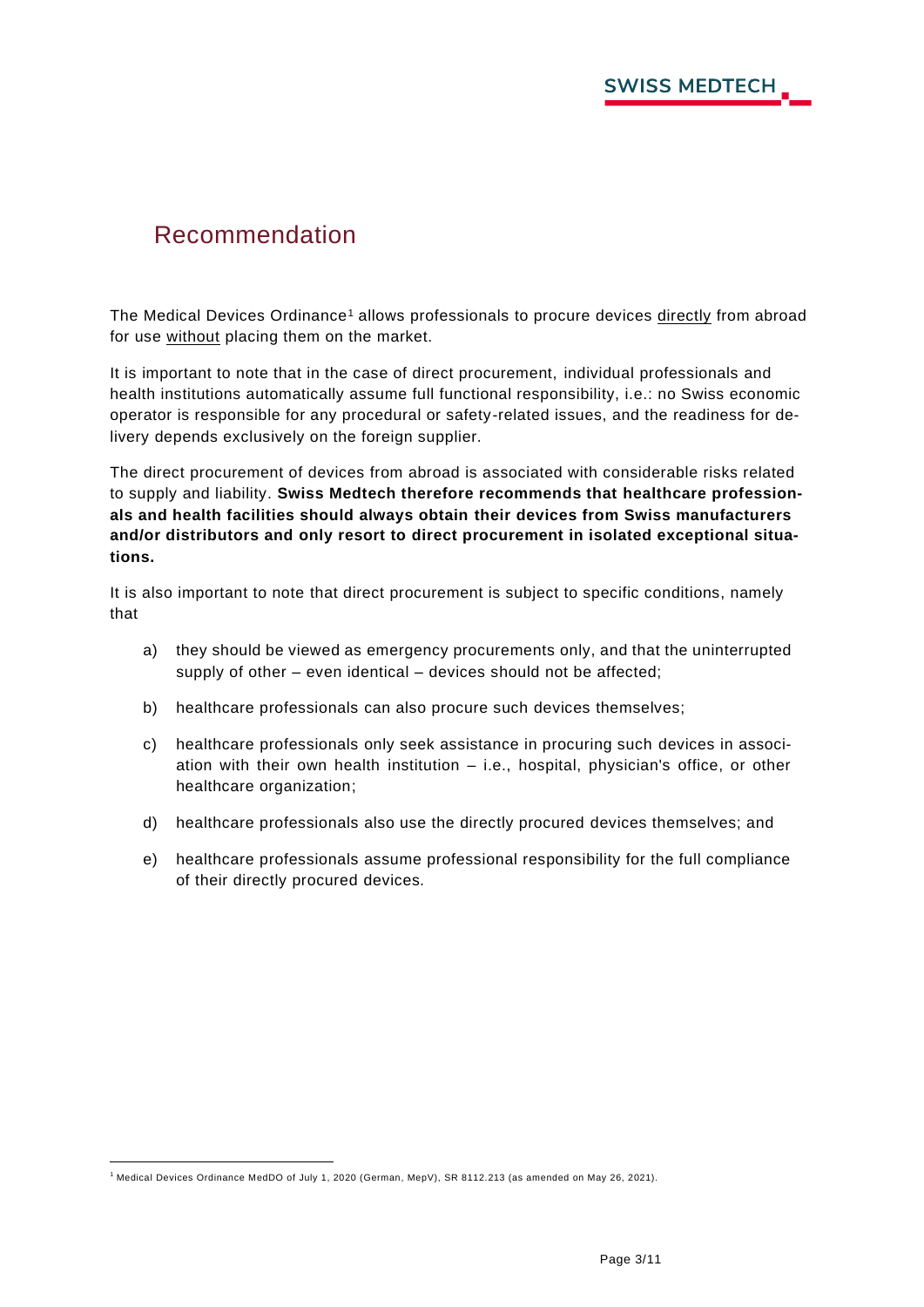# Recommendation

The Medical Devices Ordinance[1] allows professionals to procure devices directly from abroad for use without placing them on the market.

It is important to note that in the case of direct procurement, individual professionals and health institutions automatically assume full functional responsibility, i.e.: no Swiss economic operator is responsible for any procedural or safety-related issues, and the readiness for delivery depends exclusively on the foreign supplier.

The direct procurement of devices from abroad is associated with considerable risks related to supply and liability. **Swiss Medtech therefore recommends that healthcare professionals and health facilities should always obtain their devices from Swiss manufacturers and/or distributors and only resort to direct procurement in isolated exceptional situations.**

It is also important to note that direct procurement is subject to specific conditions, namely that

a) they should be viewed as emergency procurements only, and that the uninterrupted supply of other – even identical – devices should not be affected;

b) healthcare professionals can also procure such devices themselves;

c) healthcare professionals only seek assistance in procuring such devices in association with their own health institution – i.e., hospital, physician's office, or other healthcare organization;

d) healthcare professionals also use the directly procured devices themselves; and

e) healthcare professionals assume professional responsibility for the full compliance of their directly procured devices.

[1] Medical Devices Ordinance MedDO of July 1, 2020 (German, MepV), SR 8112.213 (as amended on May 26, 2021).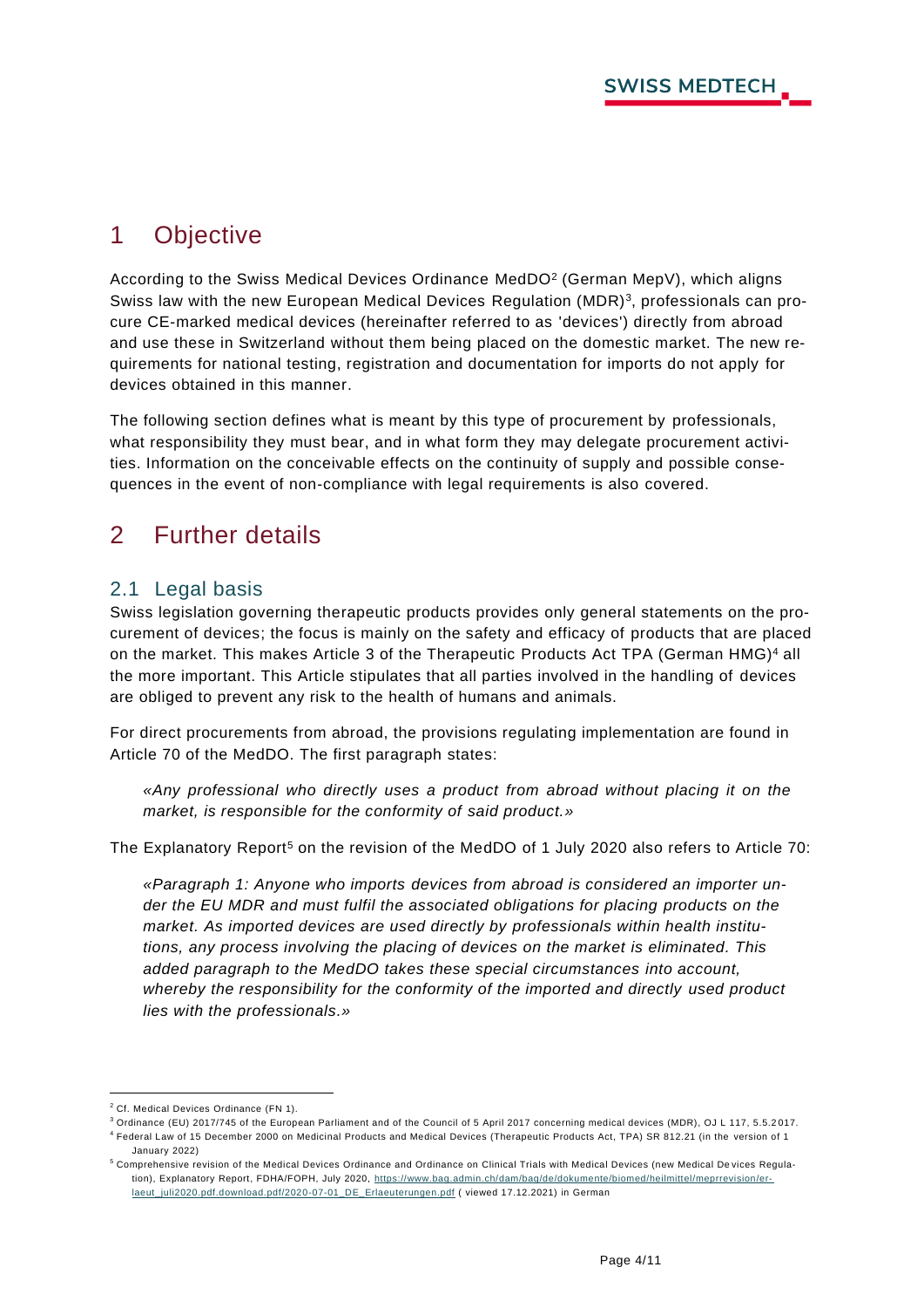# 1 Objective

According to the Swiss Medical Devices Ordinance MedDO[2] (German MepV), which aligns Swiss law with the new European Medical Devices Regulation (MDR)[3], professionals can procure CE-marked medical devices (hereinafter referred to as 'devices') directly from abroad and use these in Switzerland without them being placed on the domestic market. The new requirements for national testing, registration and documentation for imports do not apply for devices obtained in this manner.

The following section defines what is meant by this type of procurement by professionals, what responsibility they must bear, and in what form they may delegate procurement activities. Information on the conceivable effects on the continuity of supply and possible consequences in the event of non-compliance with legal requirements is also covered.

# 2 Further details

## 2.1 Legal basis

Swiss legislation governing therapeutic products provides only general statements on the procurement of devices; the focus is mainly on the safety and efficacy of products that are placed on the market. This makes Article 3 of the Therapeutic Products Act TPA (German HMG)[4] all the more important. This Article stipulates that all parties involved in the handling of devices are obliged to prevent any risk to the health of humans and animals.

For direct procurements from abroad, the provisions regulating implementation are found in Article 70 of the MedDO. The first paragraph states:

> *«Any professional who directly uses a product from abroad without placing it on the market, is responsible for the conformity of said product.»*

The Explanatory Report[5] on the revision of the MedDO of 1 July 2020 also refers to Article 70:

> *«Paragraph 1: Anyone who imports devices from abroad is considered an importer under the EU MDR and must fulfil the associated obligations for placing products on the market. As imported devices are used directly by professionals within health institutions, any process involving the placing of devices on the market is eliminated. This added paragraph to the MedDO takes these special circumstances into account, whereby the responsibility for the conformity of the imported and directly used product lies with the professionals.»*

---

[2] Cf. Medical Devices Ordinance (FN 1).

[3] Ordinance (EU) 2017/745 of the European Parliament and of the Council of 5 April 2017 concerning medical devices (MDR), OJ L 117, 5.5.2017.

[4] Federal Law of 15 December 2000 on Medicinal Products and Medical Devices (Therapeutic Products Act, TPA) SR 812.21 (in the version of 1 January 2022)

[5] Comprehensive revision of the Medical Devices Ordinance and Ordinance on Clinical Trials with Medical Devices (new Medical Devices Regulation), Explanatory Report, FDHA/FOPH, July 2020, https://www.bag.admin.ch/dam/bag/de/dokumente/biomed/heilmittel/meprrevision/erlaeut_juli2020.pdf.download.pdf/2020-07-01_DE_Erlaeuterungen.pdf ( viewed 17.12.2021) in German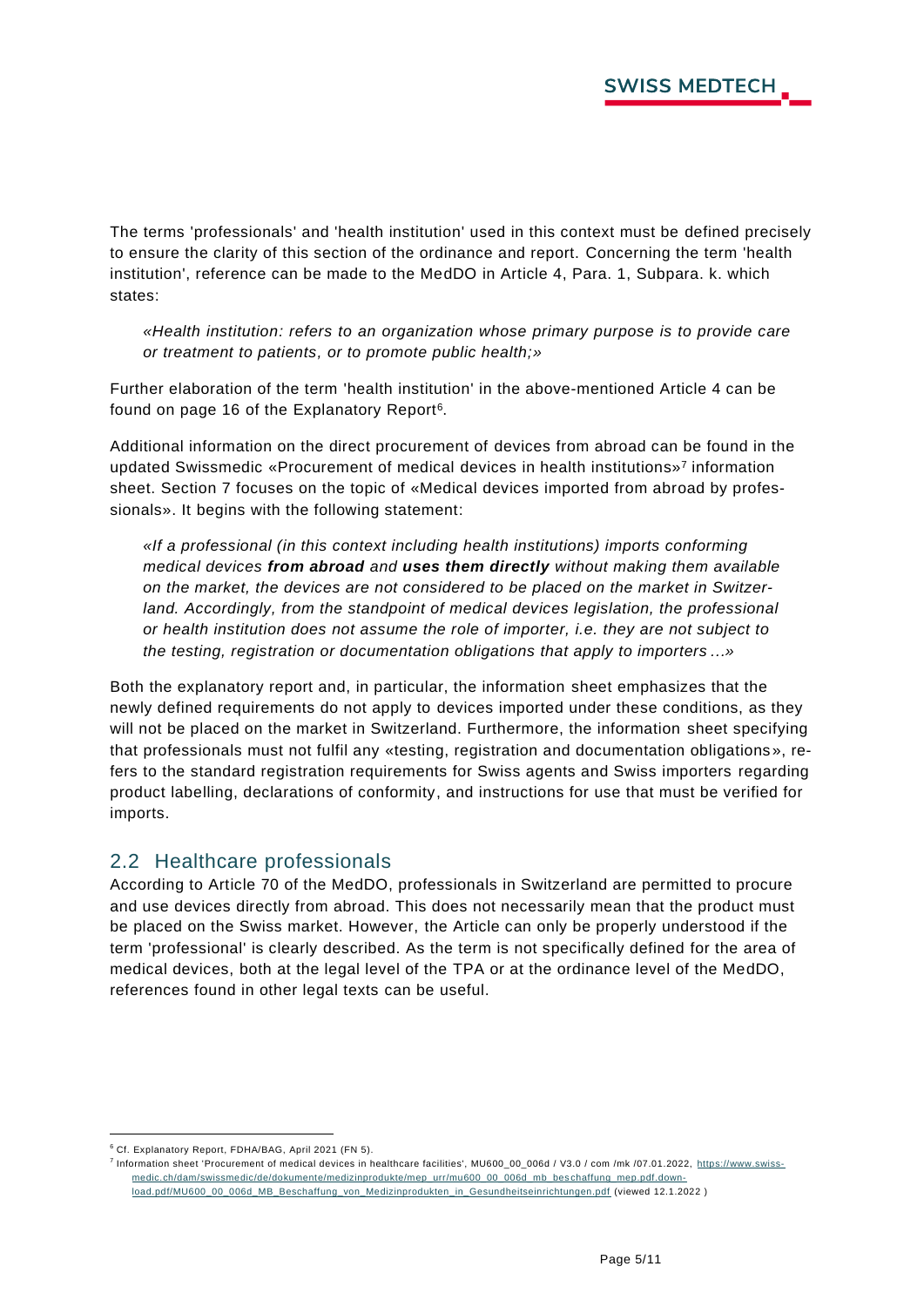The terms 'professionals' and 'health institution' used in this context must be defined precisely to ensure the clarity of this section of the ordinance and report. Concerning the term 'health institution', reference can be made to the MedDO in Article 4, Para. 1, Subpara. k. which states:

> *«Health institution: refers to an organization whose primary purpose is to provide care or treatment to patients, or to promote public health;»*

Further elaboration of the term 'health institution' in the above-mentioned Article 4 can be found on page 16 of the Explanatory Report[6].

Additional information on the direct procurement of devices from abroad can be found in the updated Swissmedic «Procurement of medical devices in health institutions»[7] information sheet. Section 7 focuses on the topic of «Medical devices imported from abroad by professionals». It begins with the following statement:

> *«If a professional (in this context including health institutions) imports conforming medical devices* ***from abroad*** *and* ***uses them directly*** *without making them available on the market, the devices are not considered to be placed on the market in Switzerland. Accordingly, from the standpoint of medical devices legislation, the professional or health institution does not assume the role of importer, i.e. they are not subject to the testing, registration or documentation obligations that apply to importers …»*

Both the explanatory report and, in particular, the information sheet emphasizes that the newly defined requirements do not apply to devices imported under these conditions, as they will not be placed on the market in Switzerland. Furthermore, the information sheet specifying that professionals must not fulfil any «testing, registration and documentation obligations», refers to the standard registration requirements for Swiss agents and Swiss importers regarding product labelling, declarations of conformity, and instructions for use that must be verified for imports.

## 2.2 Healthcare professionals

According to Article 70 of the MedDO, professionals in Switzerland are permitted to procure and use devices directly from abroad. This does not necessarily mean that the product must be placed on the Swiss market. However, the Article can only be properly understood if the term 'professional' is clearly described. As the term is not specifically defined for the area of medical devices, both at the legal level of the TPA or at the ordinance level of the MedDO, references found in other legal texts can be useful.

---

[6] Cf. Explanatory Report, FDHA/BAG, April 2021 (FN 5).

[7] Information sheet 'Procurement of medical devices in healthcare facilities', MU600_00_006d / V3.0 / com /mk /07.01.2022, https://www.swissmedic.ch/dam/swissmedic/de/dokumente/medizinprodukte/mep_urr/mu600_00_006d_mb_beschaffung_mep.pdf.download.pdf/MU600_00_006d_MB_Beschaffung_von_Medizinprodukten_in_Gesundheitseinrichtungen.pdf (viewed 12.1.2022 )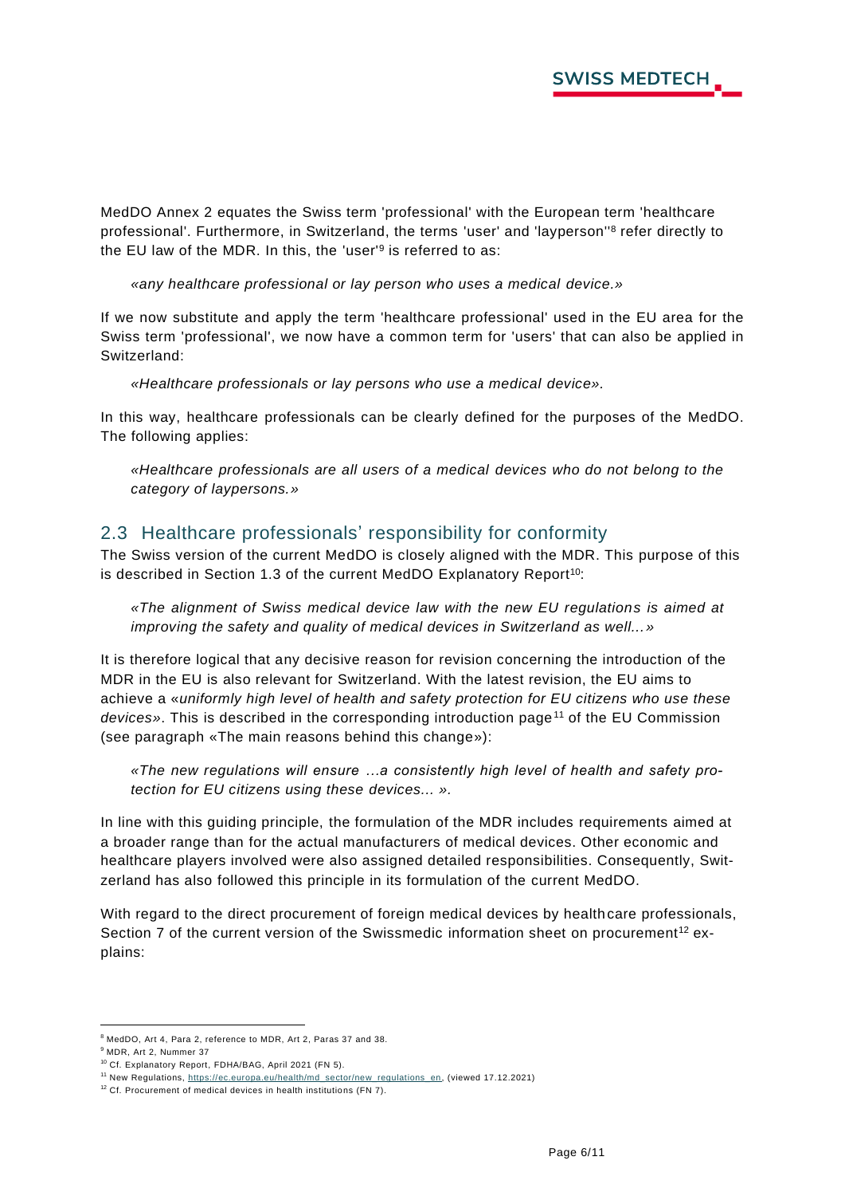MedDO Annex 2 equates the Swiss term 'professional' with the European term 'healthcare professional'. Furthermore, in Switzerland, the terms 'user' and 'layperson''[8] refer directly to the EU law of the MDR. In this, the 'user'[9] is referred to as:

> *«any healthcare professional or lay person who uses a medical device.»*

If we now substitute and apply the term 'healthcare professional' used in the EU area for the Swiss term 'professional', we now have a common term for 'users' that can also be applied in Switzerland:

> *«Healthcare professionals or lay persons who use a medical device».*

In this way, healthcare professionals can be clearly defined for the purposes of the MedDO. The following applies:

> *«Healthcare professionals are all users of a medical devices who do not belong to the category of laypersons.»*

## 2.3 Healthcare professionals' responsibility for conformity

The Swiss version of the current MedDO is closely aligned with the MDR. This purpose of this is described in Section 1.3 of the current MedDO Explanatory Report[10]:

> *«The alignment of Swiss medical device law with the new EU regulations is aimed at improving the safety and quality of medical devices in Switzerland as well...»*

It is therefore logical that any decisive reason for revision concerning the introduction of the MDR in the EU is also relevant for Switzerland. With the latest revision, the EU aims to achieve a «*uniformly high level of health and safety protection for EU citizens who use these devices*». This is described in the corresponding introduction page[11] of the EU Commission (see paragraph «The main reasons behind this change»):

> *«The new regulations will ensure ...a consistently high level of health and safety protection for EU citizens using these devices... ».*

In line with this guiding principle, the formulation of the MDR includes requirements aimed at a broader range than for the actual manufacturers of medical devices. Other economic and healthcare players involved were also assigned detailed responsibilities. Consequently, Switzerland has also followed this principle in its formulation of the current MedDO.

With regard to the direct procurement of foreign medical devices by healthcare professionals, Section 7 of the current version of the Swissmedic information sheet on procurement[12] explains:

---

[8] MedDO, Art 4, Para 2, reference to MDR, Art 2, Paras 37 and 38.

[9] MDR, Art 2, Nummer 37

[10] Cf. Explanatory Report, FDHA/BAG, April 2021 (FN 5).

[11] New Regulations, https://ec.europa.eu/health/md_sector/new_regulations_en, (viewed 17.12.2021)

[12] Cf. Procurement of medical devices in health institutions (FN 7).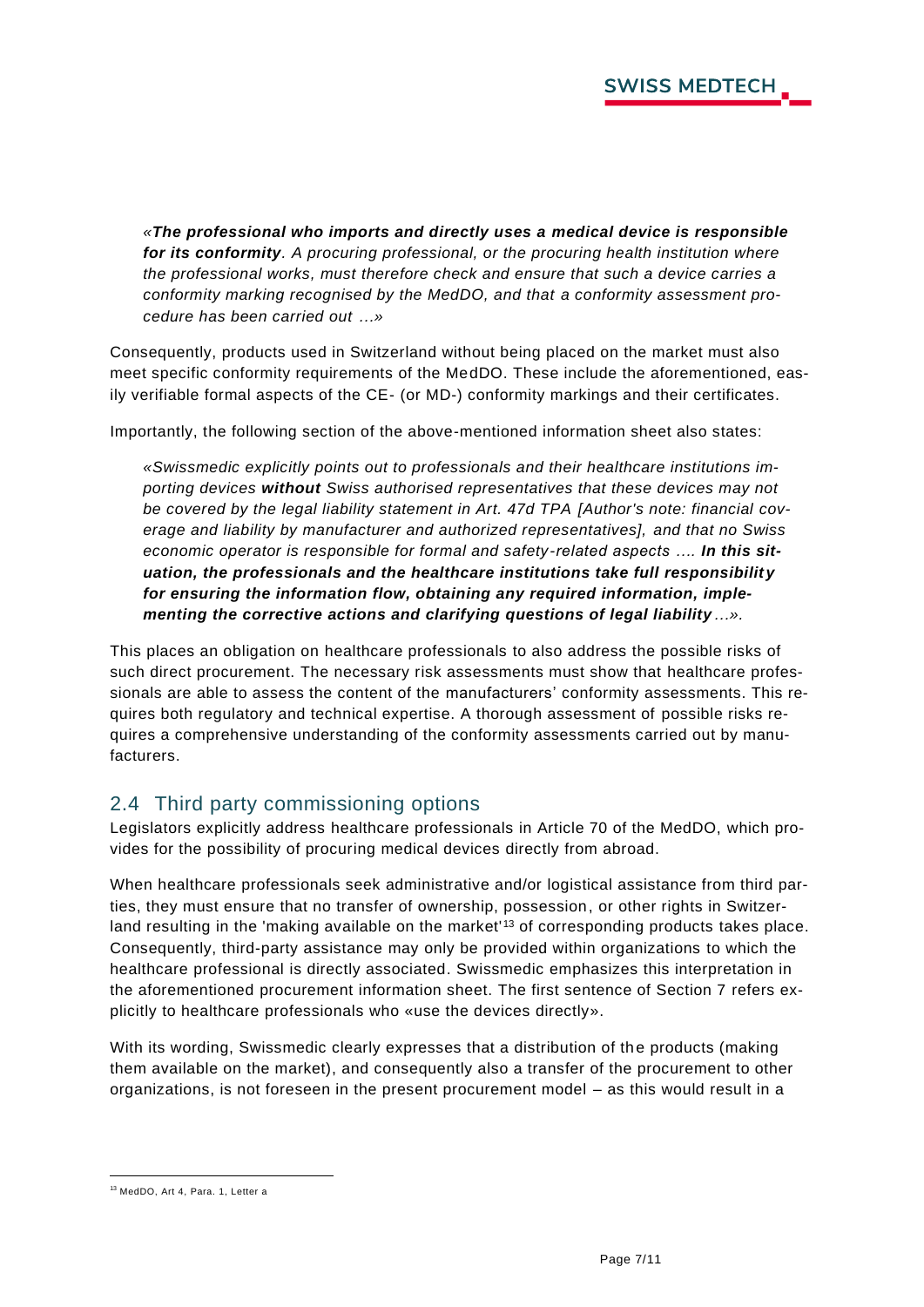> «***The professional who imports and directly uses a medical device is responsible for its conformity****. A procuring professional, or the procuring health institution where the professional works, must therefore check and ensure that such a device carries a conformity marking recognised by the MedDO, and that a conformity assessment procedure has been carried out …»*

Consequently, products used in Switzerland without being placed on the market must also meet specific conformity requirements of the MedDO. These include the aforementioned, easily verifiable formal aspects of the CE- (or MD-) conformity markings and their certificates.

Importantly, the following section of the above-mentioned information sheet also states:

> *«Swissmedic explicitly points out to professionals and their healthcare institutions importing devices* ***without*** *Swiss authorised representatives that these devices may not be covered by the legal liability statement in Art. 47d TPA [Author's note: financial coverage and liability by manufacturer and authorized representatives], and that no Swiss economic operator is responsible for formal and safety-related aspects ….* ***In this situation, the professionals and the healthcare institutions take full responsibility for ensuring the information flow, obtaining any required information, implementing the corrective actions and clarifying questions of legal liability*** *…».*

This places an obligation on healthcare professionals to also address the possible risks of such direct procurement. The necessary risk assessments must show that healthcare professionals are able to assess the content of the manufacturers' conformity assessments. This requires both regulatory and technical expertise. A thorough assessment of possible risks requires a comprehensive understanding of the conformity assessments carried out by manufacturers.

## 2.4 Third party commissioning options

Legislators explicitly address healthcare professionals in Article 70 of the MedDO, which provides for the possibility of procuring medical devices directly from abroad.

When healthcare professionals seek administrative and/or logistical assistance from third parties, they must ensure that no transfer of ownership, possession, or other rights in Switzerland resulting in the 'making available on the market'[13] of corresponding products takes place. Consequently, third-party assistance may only be provided within organizations to which the healthcare professional is directly associated. Swissmedic emphasizes this interpretation in the aforementioned procurement information sheet. The first sentence of Section 7 refers explicitly to healthcare professionals who «use the devices directly».

With its wording, Swissmedic clearly expresses that a distribution of the products (making them available on the market), and consequently also a transfer of the procurement to other organizations, is not foreseen in the present procurement model – as this would result in a

[13] MedDO, Art 4, Para. 1, Letter a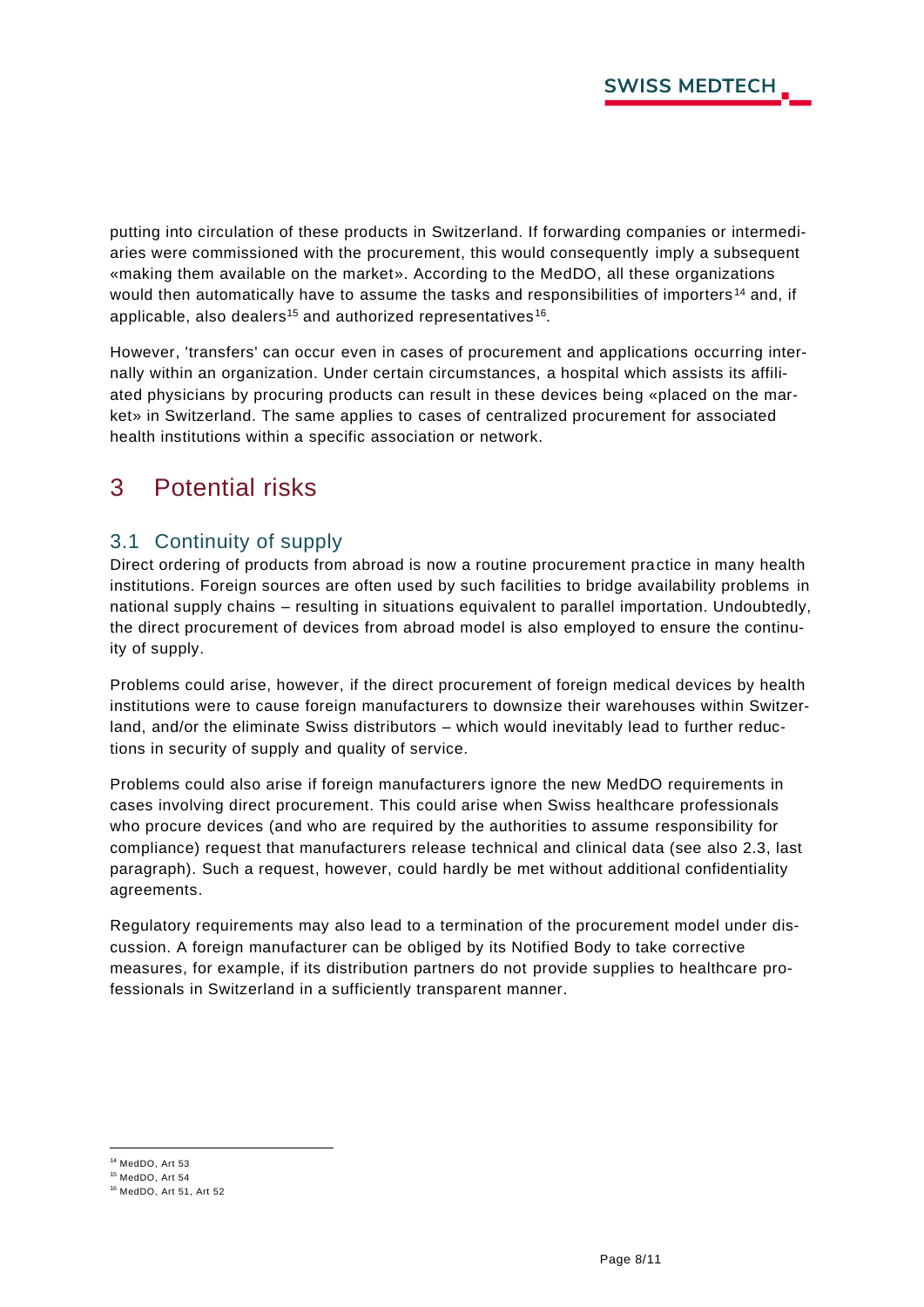putting into circulation of these products in Switzerland. If forwarding companies or intermediaries were commissioned with the procurement, this would consequently imply a subsequent «making them available on the market». According to the MedDO, all these organizations would then automatically have to assume the tasks and responsibilities of importers[14] and, if applicable, also dealers[15] and authorized representatives[16].

However, 'transfers' can occur even in cases of procurement and applications occurring internally within an organization. Under certain circumstances, a hospital which assists its affiliated physicians by procuring products can result in these devices being «placed on the market» in Switzerland. The same applies to cases of centralized procurement for associated health institutions within a specific association or network.

# 3 Potential risks

## 3.1 Continuity of supply

Direct ordering of products from abroad is now a routine procurement practice in many health institutions. Foreign sources are often used by such facilities to bridge availability problems in national supply chains – resulting in situations equivalent to parallel importation. Undoubtedly, the direct procurement of devices from abroad model is also employed to ensure the continuity of supply.

Problems could arise, however, if the direct procurement of foreign medical devices by health institutions were to cause foreign manufacturers to downsize their warehouses within Switzerland, and/or the eliminate Swiss distributors – which would inevitably lead to further reductions in security of supply and quality of service.

Problems could also arise if foreign manufacturers ignore the new MedDO requirements in cases involving direct procurement. This could arise when Swiss healthcare professionals who procure devices (and who are required by the authorities to assume responsibility for compliance) request that manufacturers release technical and clinical data (see also 2.3, last paragraph). Such a request, however, could hardly be met without additional confidentiality agreements.

Regulatory requirements may also lead to a termination of the procurement model under discussion. A foreign manufacturer can be obliged by its Notified Body to take corrective measures, for example, if its distribution partners do not provide supplies to healthcare professionals in Switzerland in a sufficiently transparent manner.

---

[14] MedDO, Art 53

[15] MedDO, Art 54

[16] MedDO, Art 51, Art 52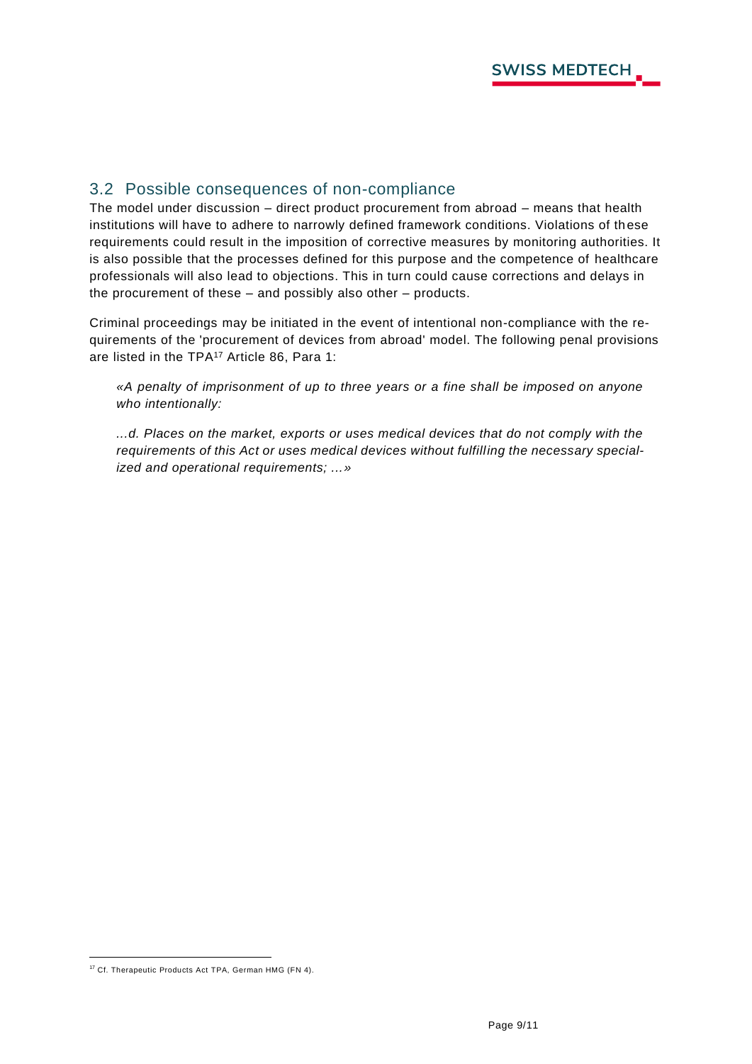## 3.2 Possible consequences of non-compliance

The model under discussion – direct product procurement from abroad – means that health institutions will have to adhere to narrowly defined framework conditions. Violations of these requirements could result in the imposition of corrective measures by monitoring authorities. It is also possible that the processes defined for this purpose and the competence of healthcare professionals will also lead to objections. This in turn could cause corrections and delays in the procurement of these – and possibly also other – products.

Criminal proceedings may be initiated in the event of intentional non-compliance with the requirements of the 'procurement of devices from abroad' model. The following penal provisions are listed in the TPA[17] Article 86, Para 1:

> *«A penalty of imprisonment of up to three years or a fine shall be imposed on anyone who intentionally:*
>
> *…d. Places on the market, exports or uses medical devices that do not comply with the requirements of this Act or uses medical devices without fulfilling the necessary specialized and operational requirements; …»*

---

[17] Cf. Therapeutic Products Act TPA, German HMG (FN 4).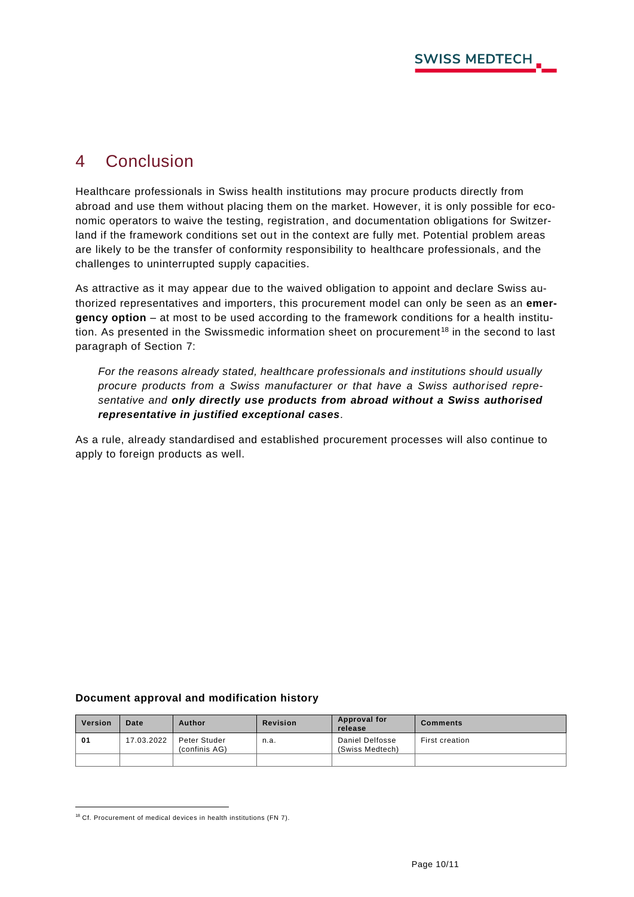# 4 Conclusion

Healthcare professionals in Swiss health institutions may procure products directly from abroad and use them without placing them on the market. However, it is only possible for economic operators to waive the testing, registration, and documentation obligations for Switzerland if the framework conditions set out in the context are fully met. Potential problem areas are likely to be the transfer of conformity responsibility to healthcare professionals, and the challenges to uninterrupted supply capacities.

As attractive as it may appear due to the waived obligation to appoint and declare Swiss authorized representatives and importers, this procurement model can only be seen as an **emergency option** – at most to be used according to the framework conditions for a health institution. As presented in the Swissmedic information sheet on procurement[18] in the second to last paragraph of Section 7:

> *For the reasons already stated, healthcare professionals and institutions should usually procure products from a Swiss manufacturer or that have a Swiss authorised representative and **only directly use products from abroad without a Swiss authorised representative in justified exceptional cases**.*

As a rule, already standardised and established procurement processes will also continue to apply to foreign products as well.

**Document approval and modification history**

| Version | Date | Author | Revision | Approval for release | Comments |
|---|---|---|---|---|---|
| 01 | 17.03.2022 | Peter Studer (confinis AG) | n.a. | Daniel Delfosse (Swiss Medtech) | First creation |
| | | | | | |

[18] Cf. Procurement of medical devices in health institutions (FN 7).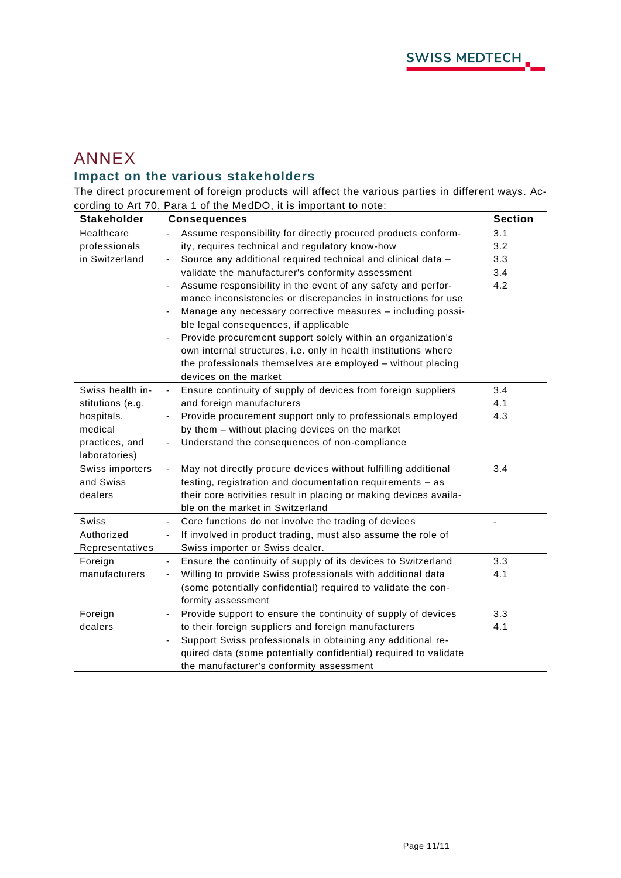# ANNEX

## Impact on the various stakeholders

The direct procurement of foreign products will affect the various parties in different ways. According to Art 70, Para 1 of the MedDO, it is important to note:

| Stakeholder | Consequences | Section |
|---|---|---|
| Healthcare professionals in Switzerland | - Assume responsibility for directly procured products conformity, requires technical and regulatory know-how<br>- Source any additional required technical and clinical data – validate the manufacturer's conformity assessment<br>- Assume responsibility in the event of any safety and performance inconsistencies or discrepancies in instructions for use<br>- Manage any necessary corrective measures – including possible legal consequences, if applicable<br>- Provide procurement support solely within an organization's own internal structures, i.e. only in health institutions where the professionals themselves are employed – without placing devices on the market | 3.1<br>3.2<br>3.3<br>3.4<br>4.2 |
| Swiss health institutions (e.g. hospitals, medical practices, and laboratories) | - Ensure continuity of supply of devices from foreign suppliers and foreign manufacturers<br>- Provide procurement support only to professionals employed by them – without placing devices on the market<br>- Understand the consequences of non-compliance | 3.4<br>4.1<br>4.3 |
| Swiss importers and Swiss dealers | - May not directly procure devices without fulfilling additional testing, registration and documentation requirements – as their core activities result in placing or making devices available on the market in Switzerland | 3.4 |
| Swiss Authorized Representatives | - Core functions do not involve the trading of devices<br>- If involved in product trading, must also assume the role of Swiss importer or Swiss dealer. | - |
| Foreign manufacturers | - Ensure the continuity of supply of its devices to Switzerland<br>- Willing to provide Swiss professionals with additional data (some potentially confidential) required to validate the conformity assessment | 3.3<br>4.1 |
| Foreign dealers | - Provide support to ensure the continuity of supply of devices to their foreign suppliers and foreign manufacturers<br>- Support Swiss professionals in obtaining any additional required data (some potentially confidential) required to validate the manufacturer's conformity assessment | 3.3<br>4.1 |